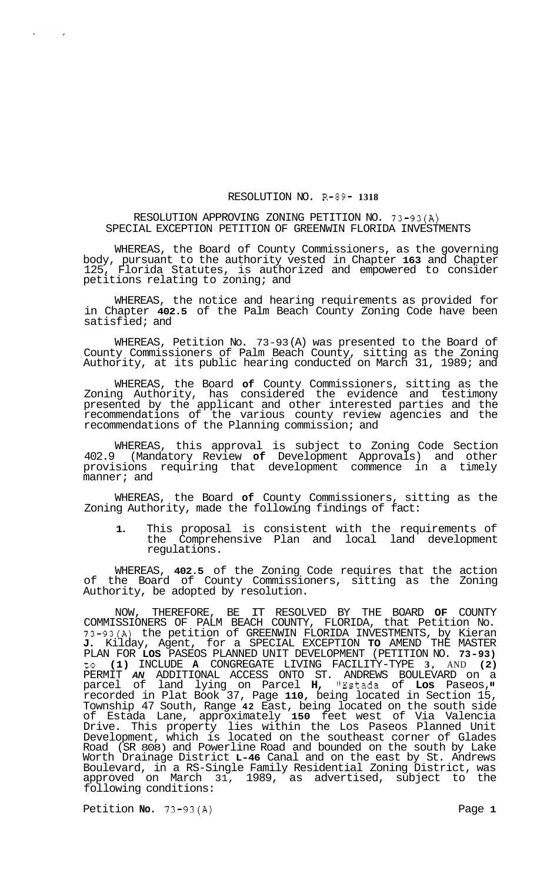# RESOLUTION NO. R-89- 1318

## RESOLUTION APPROVING ZONING PETITION NO. 73-93(A) SPECIAL EXCEPTION PETITION OF GREENWIN FLORIDA INVESTMENTS

WHEREAS, the Board of County Commissioners, as the governing body, pursuant to the authority vested in Chapter **163** and Chapter 125, Florida Statutes, is authorized and empowered to consider petitions relating to zoning; and

WHEREAS, the notice and hearing requirements as provided for in Chapter **402.5** of the Palm Beach County Zoning Code have been satisfied; and

WHEREAS, Petition No. 73-93(A) was presented to the Board of County Commissioners of Palm Beach County, sitting as the Zoning Authority, at its public hearing conducted on March 31, 1989; and

WHEREAS, the Board **of** County Commissioners, sitting as the Zoning Authority, has considered the evidence and testimony presented by the applicant and other interested parties and the recommendations of the various county review agencies and the recommendations of the Planning commission; and

WHEREAS, this approval is subject to Zoning Code Section 402.9 (Mandatory Review **of** Development Approvals) and other provisions requiring that development commence in a timely manner; and

WHEREAS, the Board **of** County Commissioners, sitting as the Zoning Authority, made the following findings of fact:

1. This proposal is consistent with the requirements of the Comprehensive Plan and local land development regulations.

WHEREAS, **402.5** of the Zoning Code requires that the action of the Board of County Commissioners, sitting as the Zoning Authority, be adopted by resolution.

NOW, THEREFORE, BE IT RESOLVED BY THE BOARD **OF** COUNTY COMMISSIONERS OF PALM BEACH COUNTY, FLORIDA, that Petition No. 73-93(A) the petition of GREENWIN FLORIDA INVESTMENTS, by Kieran **J**. Kilday, Agent, for a SPECIAL EXCEPTION **TO** AMEND THE MASTER PLAN FOR **LOS** PASEOS PLANNED UNIT DEVELOPMENT (PETITION NO. **73-93)** to **(1)** INCLUDE **A** CONGREGATE LIVING FACILITY-TYPE **3**, AND **(2)** PERMIT *AN* ADDITIONAL ACCESS ONTO ST. ANDREWS BOULEVARD on a parcel of land lying on Parcel **H**, "Estada of **Los** Paseos," recorded in Plat Book 37, Page **110**, being located in Section 15, Township 47 South, Range **42** East, being located on the south side of Estada Lane, approximately **150** feet west of Via Valencia Drive. This property lies within the Los Paseos Planned Unit Development, which is located on the southeast corner of Glades Road (SR 808) and Powerline Road and bounded on the south by Lake Worth Drainage District **L-46** Canal and on the east by St. Andrews Boulevard, in a RS-Single Family Residential Zoning District, was approved on March 31, 1989, as advertised, subject to the following conditions: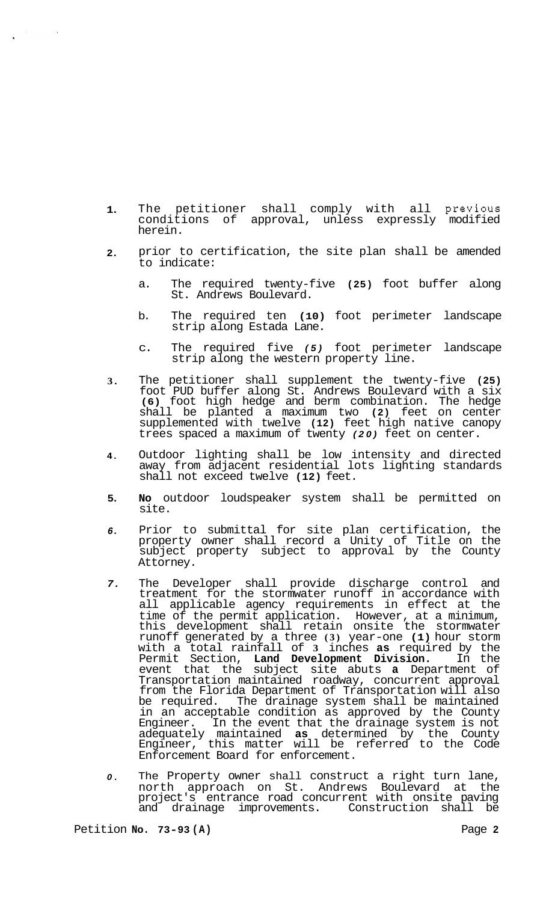1. The petitioner shall comply with all previous conditions of approval, unless expressly modified herein.

2. prior to certification, the site plan shall be amended to indicate:

   a. The required twenty-five **(25)** foot buffer along St. Andrews Boulevard.

   b. The required ten **(10)** foot perimeter landscape strip along Estada Lane.

   c. The required five *(5)* foot perimeter landscape strip along the western property line.

3. The petitioner shall supplement the twenty-five **(25)** foot PUD buffer along St. Andrews Boulevard with a six **(6)** foot high hedge and berm combination. The hedge shall be planted a maximum two **(2)** feet on center supplemented with twelve **(12)** feet high native canopy trees spaced a maximum of twenty *(20)* feet on center.

4. Outdoor lighting shall be low intensity and directed away from adjacent residential lots lighting standards shall not exceed twelve **(12)** feet.

5. **No** outdoor loudspeaker system shall be permitted on site.

6. Prior to submittal for site plan certification, the property owner shall record a Unity of Title on the subject property subject to approval by the County Attorney.

7. The Developer shall provide discharge control and treatment for the stormwater runoff in accordance with all applicable agency requirements in effect at the time of the permit application. However, at a minimum, this development shall retain onsite the stormwater runoff generated by a three **(3)** year-one **(1)** hour storm with a total rainfall of **3** inches **as** required by the Permit Section, **Land Development Division.** In the event that the subject site abuts **a** Department of Transportation maintained roadway, concurrent approval from the Florida Department of Transportation will also be required. The drainage system shall be maintained in an acceptable condition as approved by the County Engineer. In the event that the drainage system is not adequately maintained **as** determined by the County Engineer, this matter will be referred to the Code Enforcement Board for enforcement.

8. The Property owner shall construct a right turn lane, north approach on St. Andrews Boulevard at the project's entrance road concurrent with onsite paving and drainage improvements. Construction shall be

Petition **No. 73-93 (A)**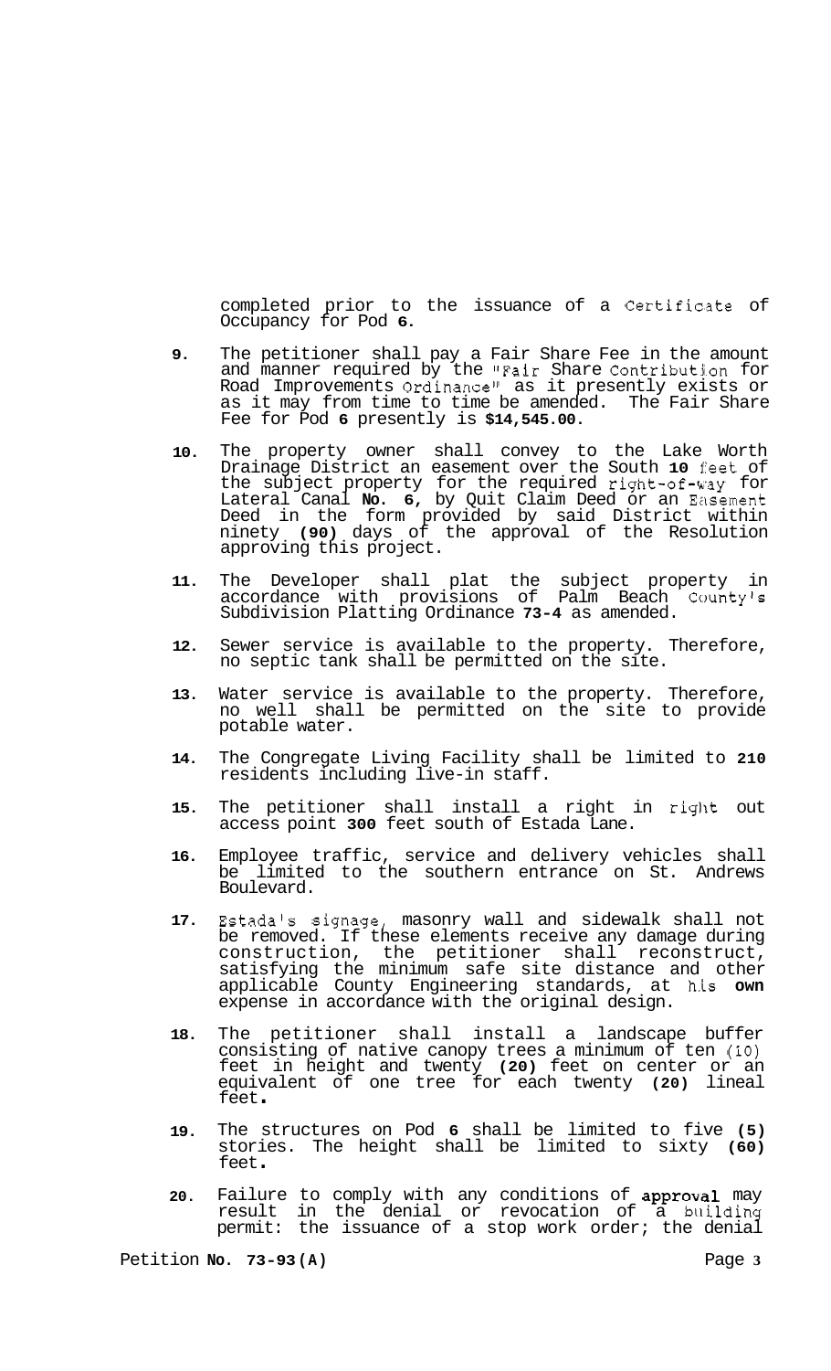completed prior to the issuance of a Certificate of Occupancy for Pod **6**.

9. The petitioner shall pay a Fair Share Fee in the amount and manner required by the "Fair Share Contribution for Road Improvements Ordinance" as it presently exists or as it may from time to time be amended. The Fair Share Fee for Pod **6** presently is **$14,545.00**.

10. The property owner shall convey to the Lake Worth Drainage District an easement over the South **10** feet of the subject property for the required right-of-way for Lateral Canal **No. 6**, by Quit Claim Deed or an Easement Deed in the form provided by said District within ninety **(90)** days of the approval of the Resolution approving this project.

11. The Developer shall plat the subject property in accordance with provisions of Palm Beach County's Subdivision Platting Ordinance **73-4** as amended.

12. Sewer service is available to the property. Therefore, no septic tank shall be permitted on the site.

13. Water service is available to the property. Therefore, no well shall be permitted on the site to provide potable water.

14. The Congregate Living Facility shall be limited to **210** residents including live-in staff.

15. The petitioner shall install a right in right out access point **300** feet south of Estada Lane.

16. Employee traffic, service and delivery vehicles shall be limited to the southern entrance on St. Andrews Boulevard.

17. Estada's signage, masonry wall and sidewalk shall not be removed. If these elements receive any damage during construction, the petitioner shall reconstruct, satisfying the minimum safe site distance and other applicable County Engineering standards, at his **own** expense in accordance with the original design.

18. The petitioner shall install a landscape buffer consisting of native canopy trees a minimum of ten (10) feet in height and twenty **(20)** feet on center or an equivalent of one tree for each twenty **(20)** lineal feet.

19. The structures on Pod **6** shall be limited to five **(5)** stories. The height shall be limited to sixty **(60)** feet.

20. Failure to comply with any conditions of **approval** may result in the denial or revocation of a building permit: the issuance of a stop work order; the denial

Petition **No. 73-93 (A)**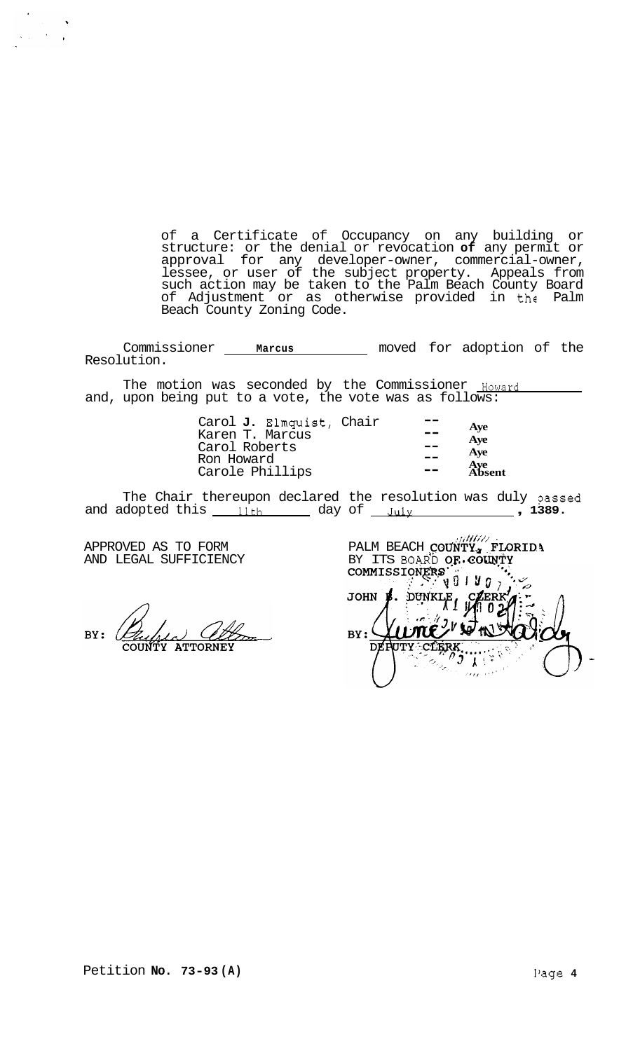of a Certificate of Occupancy on any building or structure: or the denial or revocation of any permit or approval for any developer-owner, commercial-owner, lessee, or user of the subject property. Appeals from such action may be taken to the Palm Beach County Board of Adjustment or as otherwise provided in the Palm Beach County Zoning Code.

Commissioner **Marcus** moved for adoption of the Resolution.

The motion was seconded by the Commissioner Howard and, upon being put to a vote, the vote was as follows:

| | | |
|---|---|---|
| Carol J. Elmquist, Chair | -- | Aye |
| Karen T. Marcus | -- | Aye |
| Carol Roberts | -- | Aye |
| Ron Howard | -- | Aye |
| Carole Phillips | -- | Absent |

The Chair thereupon declared the resolution was duly passed and adopted this 11th day of July, 1389.

APPROVED AS TO FORM AND LEGAL SUFFICIENCY

BY: COUNTY ATTORNEY

PALM BEACH COUNTY, FLORIDA BY ITS BOARD OF COUNTY COMMISSIONERS

JOHN B. DUNKLE, CLERK

BY: DEPUTY CLERK

Petition No. 73-93(A)